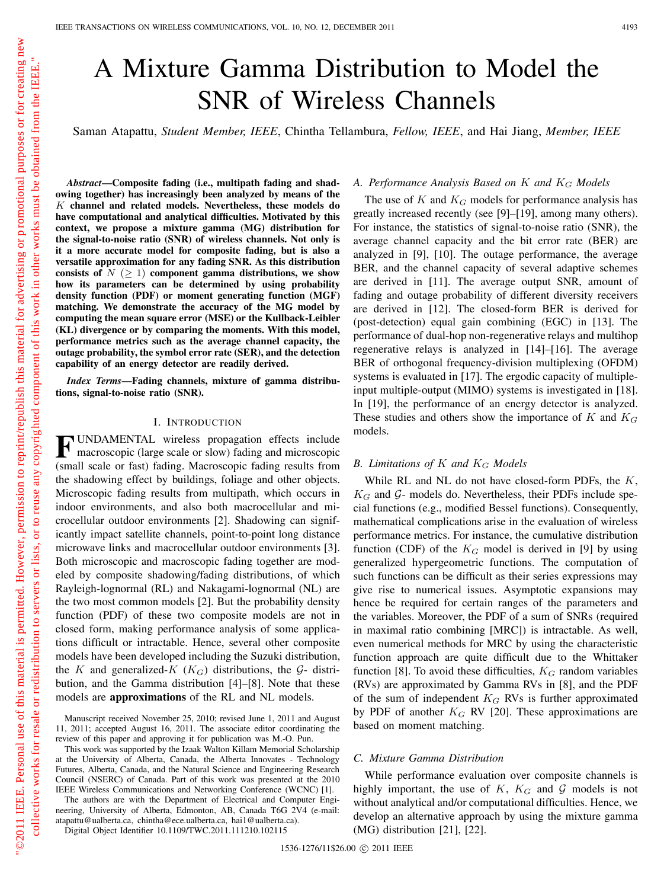# A Mixture Gamma Distribution to Model the SNR of Wireless Channels

Saman Atapattu, *Student Member, IEEE*, Chintha Tellambura, *Fellow, IEEE*, and Hai Jiang, *Member, IEEE*

***Abstract*—Composite fading (i.e., multipath fading and shadowing together) has increasingly been analyzed by means of the $K$ channel and related models. Nevertheless, these models do have computational and analytical difficulties. Motivated by this context, we propose a mixture gamma (MG) distribution for the signal-to-noise ratio (SNR) of wireless channels. Not only is it a more accurate model for composite fading, but is also a versatile approximation for any fading SNR. As this distribution consists of $N$ ($\geq 1$) component gamma distributions, we show how its parameters can be determined by using probability density function (PDF) or moment generating function (MGF) matching. We demonstrate the accuracy of the MG model by computing the mean square error (MSE) or the Kullback-Leibler (KL) divergence or by comparing the moments. With this model, performance metrics such as the average channel capacity, the outage probability, the symbol error rate (SER), and the detection capability of an energy detector are readily derived.**

***Index Terms*—Fading channels, mixture of gamma distributions, signal-to-noise ratio (SNR).**

## I. Introduction

FUNDAMENTAL wireless propagation effects include macroscopic (large scale or slow) fading and microscopic (small scale or fast) fading. Macroscopic fading results from the shadowing effect by buildings, foliage and other objects. Microscopic fading results from multipath, which occurs in indoor environments, and also both macrocellular and microcellular outdoor environments [2]. Shadowing can significantly impact satellite channels, point-to-point long distance microwave links and macrocellular outdoor environments [3]. Both microscopic and macroscopic fading together are modeled by composite shadowing/fading distributions, of which Rayleigh-lognormal (RL) and Nakagami-lognormal (NL) are the two most common models [2]. But the probability density function (PDF) of these two composite models are not in closed form, making performance analysis of some applications difficult or intractable. Hence, several other composite models have been developed including the Suzuki distribution, the $K$ and generalized-$K$ ($K_G$) distributions, the $\mathcal{G}$- distribution, and the Gamma distribution [4]–[8]. Note that these models are **approximations** of the RL and NL models.

Manuscript received November 25, 2010; revised June 1, 2011 and August 11, 2011; accepted August 16, 2011. The associate editor coordinating the review of this paper and approving it for publication was M.-O. Pun.

This work was supported by the Izaak Walton Killam Memorial Scholarship at the University of Alberta, Canada, the Alberta Innovates - Technology Futures, Alberta, Canada, and the Natural Science and Engineering Research Council (NSERC) of Canada. Part of this work was presented at the 2010 IEEE Wireless Communications and Networking Conference (WCNC) [1].

The authors are with the Department of Electrical and Computer Engineering, University of Alberta, Edmonton, AB, Canada T6G 2V4 (e-mail: atapattu@ualberta.ca, chintha@ece.ualberta.ca, hai1@ualberta.ca).

Digital Object Identifier 10.1109/TWC.2011.111210.102115

### A. Performance Analysis Based on $K$ and $K_G$ Models

The use of $K$ and $K_G$ models for performance analysis has greatly increased recently (see [9]–[19], among many others). For instance, the statistics of signal-to-noise ratio (SNR), the average channel capacity and the bit error rate (BER) are analyzed in [9], [10]. The outage performance, the average BER, and the channel capacity of several adaptive schemes are derived in [11]. The average output SNR, amount of fading and outage probability of different diversity receivers are derived in [12]. The closed-form BER is derived for (post-detection) equal gain combining (EGC) in [13]. The performance of dual-hop non-regenerative relays and multihop regenerative relays is analyzed in [14]–[16]. The average BER of orthogonal frequency-division multiplexing (OFDM) systems is evaluated in [17]. The ergodic capacity of multiple-input multiple-output (MIMO) systems is investigated in [18]. In [19], the performance of an energy detector is analyzed. These studies and others show the importance of $K$ and $K_G$ models.

### B. Limitations of $K$ and $K_G$ Models

While RL and NL do not have closed-form PDFs, the $K$, $K_G$ and $\mathcal{G}$- models do. Nevertheless, their PDFs include special functions (e.g., modified Bessel functions). Consequently, mathematical complications arise in the evaluation of wireless performance metrics. For instance, the cumulative distribution function (CDF) of the $K_G$ model is derived in [9] by using generalized hypergeometric functions. The computation of such functions can be difficult as their series expressions may give rise to numerical issues. Asymptotic expansions may hence be required for certain ranges of the parameters and the variables. Moreover, the PDF of a sum of SNRs (required in maximal ratio combining [MRC]) is intractable. As well, even numerical methods for MRC by using the characteristic function approach are quite difficult due to the Whittaker function [8]. To avoid these difficulties, $K_G$ random variables (RVs) are approximated by Gamma RVs in [8], and the PDF of the sum of independent $K_G$ RVs is further approximated by PDF of another $K_G$ RV [20]. These approximations are based on moment matching.

### C. Mixture Gamma Distribution

While performance evaluation over composite channels is highly important, the use of $K$, $K_G$ and $\mathcal{G}$ models is not without analytical and/or computational difficulties. Hence, we develop an alternative approach by using the mixture gamma (MG) distribution [21], [22].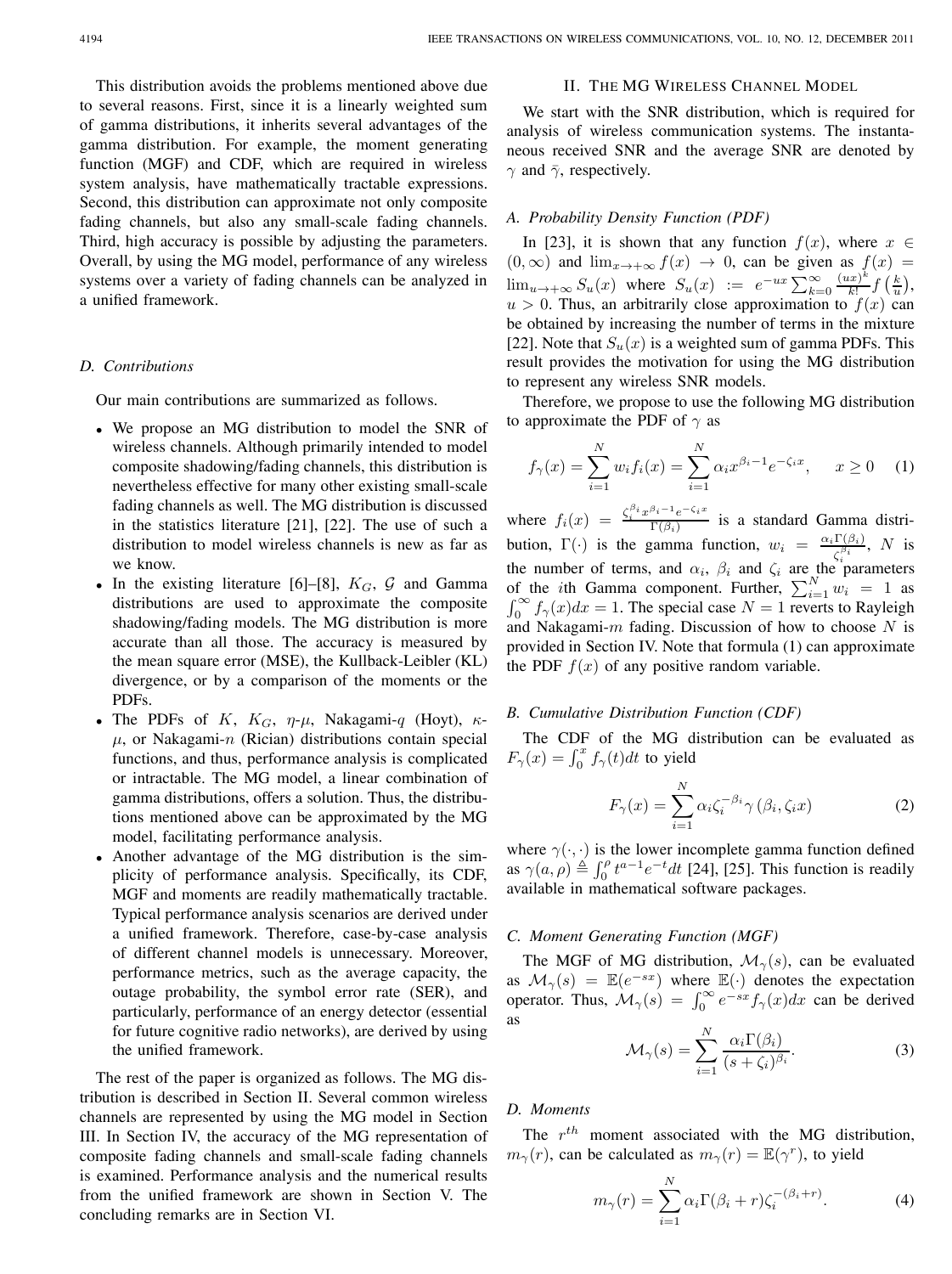This distribution avoids the problems mentioned above due to several reasons. First, since it is a linearly weighted sum of gamma distributions, it inherits several advantages of the gamma distribution. For example, the moment generating function (MGF) and CDF, which are required in wireless system analysis, have mathematically tractable expressions. Second, this distribution can approximate not only composite fading channels, but also any small-scale fading channels. Third, high accuracy is possible by adjusting the parameters. Overall, by using the MG model, performance of any wireless systems over a variety of fading channels can be analyzed in a unified framework.

### D. Contributions

Our main contributions are summarized as follows.

- We propose an MG distribution to model the SNR of wireless channels. Although primarily intended to model composite shadowing/fading channels, this distribution is nevertheless effective for many other existing small-scale fading channels as well. The MG distribution is discussed in the statistics literature [21], [22]. The use of such a distribution to model wireless channels is new as far as we know.
- In the existing literature [6]–[8], $K_G$, $\mathcal{G}$ and Gamma distributions are used to approximate the composite shadowing/fading models. The MG distribution is more accurate than all those. The accuracy is measured by the mean square error (MSE), the Kullback-Leibler (KL) divergence, or by a comparison of the moments or the PDFs.
- The PDFs of $K$, $K_G$, $\eta$-$\mu$, Nakagami-$q$ (Hoyt), $\kappa$-$\mu$, or Nakagami-$n$ (Rician) distributions contain special functions, and thus, performance analysis is complicated or intractable. The MG model, a linear combination of gamma distributions, offers a solution. Thus, the distributions mentioned above can be approximated by the MG model, facilitating performance analysis.
- Another advantage of the MG distribution is the simplicity of performance analysis. Specifically, its CDF, MGF and moments are readily mathematically tractable. Typical performance analysis scenarios are derived under a unified framework. Therefore, case-by-case analysis of different channel models is unnecessary. Moreover, performance metrics, such as the average capacity, the outage probability, the symbol error rate (SER), and particularly, performance of an energy detector (essential for future cognitive radio networks), are derived by using the unified framework.

The rest of the paper is organized as follows. The MG distribution is described in Section II. Several common wireless channels are represented by using the MG model in Section III. In Section IV, the accuracy of the MG representation of composite fading channels and small-scale fading channels is examined. Performance analysis and the numerical results from the unified framework are shown in Section V. The concluding remarks are in Section VI.

## II. The MG Wireless Channel Model

We start with the SNR distribution, which is required for analysis of wireless communication systems. The instantaneous received SNR and the average SNR are denoted by $\gamma$ and $\bar{\gamma}$, respectively.

### A. Probability Density Function (PDF)

In [23], it is shown that any function $f(x)$, where $x \in (0, \infty)$ and $\lim_{x \to +\infty} f(x) \to 0$, can be given as $f(x) = \lim_{u \to +\infty} S_u(x)$ where $S_u(x) := e^{-ux} \sum_{k=0}^{\infty} \frac{(ux)^k}{k!} f\left(\frac{k}{u}\right)$, $u > 0$. Thus, an arbitrarily close approximation to $f(x)$ can be obtained by increasing the number of terms in the mixture [22]. Note that $S_u(x)$ is a weighted sum of gamma PDFs. This result provides the motivation for using the MG distribution to represent any wireless SNR models.

Therefore, we propose to use the following MG distribution to approximate the PDF of $\gamma$ as

$$f_\gamma(x) = \sum_{i=1}^{N} w_i f_i(x) = \sum_{i=1}^{N} \alpha_i x^{\beta_i - 1} e^{-\zeta_i x}, \quad x \geq 0 \quad (1)$$

where $f_i(x) = \frac{\zeta_i^{\beta_i} x^{\beta_i - 1} e^{-\zeta_i x}}{\Gamma(\beta_i)}$ is a standard Gamma distribution, $\Gamma(\cdot)$ is the gamma function, $w_i = \frac{\alpha_i \Gamma(\beta_i)}{\zeta_i^{\beta_i}}$, $N$ is the number of terms, and $\alpha_i$, $\beta_i$ and $\zeta_i$ are the parameters of the $i$th Gamma component. Further, $\sum_{i=1}^{N} w_i = 1$ as $\int_0^\infty f_\gamma(x) dx = 1$. The special case $N = 1$ reverts to Rayleigh and Nakagami-$m$ fading. Discussion of how to choose $N$ is provided in Section IV. Note that formula (1) can approximate the PDF $f(x)$ of any positive random variable.

### B. Cumulative Distribution Function (CDF)

The CDF of the MG distribution can be evaluated as $F_\gamma(x) = \int_0^x f_\gamma(t) dt$ to yield

$$F_\gamma(x) = \sum_{i=1}^{N} \alpha_i \zeta_i^{-\beta_i} \gamma\left(\beta_i, \zeta_i x\right) \quad (2)$$

where $\gamma(\cdot, \cdot)$ is the lower incomplete gamma function defined as $\gamma(a, \rho) \triangleq \int_0^\rho t^{a-1} e^{-t} dt$ [24], [25]. This function is readily available in mathematical software packages.

### C. Moment Generating Function (MGF)

The MGF of MG distribution, $\mathcal{M}_\gamma(s)$, can be evaluated as $\mathcal{M}_\gamma(s) = \mathbb{E}(e^{-sx})$ where $\mathbb{E}(\cdot)$ denotes the expectation operator. Thus, $\mathcal{M}_\gamma(s) = \int_0^\infty e^{-sx} f_\gamma(x) dx$ can be derived as

$$\mathcal{M}_\gamma(s) = \sum_{i=1}^{N} \frac{\alpha_i \Gamma(\beta_i)}{(s + \zeta_i)^{\beta_i}}. \quad (3)$$

### D. Moments

The $r^{th}$ moment associated with the MG distribution, $m_\gamma(r)$, can be calculated as $m_\gamma(r) = \mathbb{E}(\gamma^r)$, to yield

$$m_\gamma(r) = \sum_{i=1}^{N} \alpha_i \Gamma(\beta_i + r) \zeta_i^{-(\beta_i + r)}. \quad (4)$$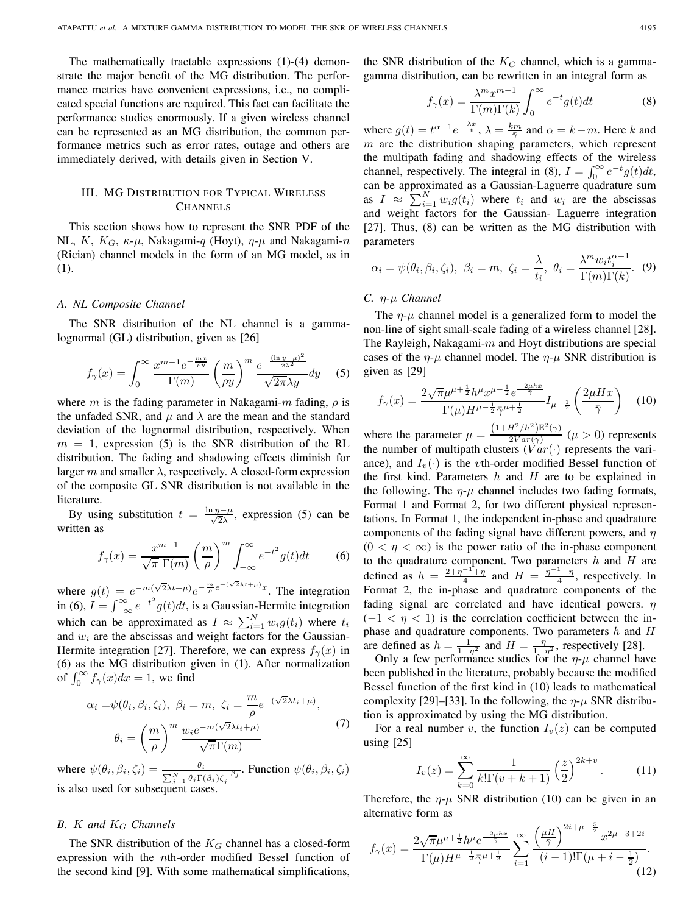The mathematically tractable expressions (1)-(4) demonstrate the major benefit of the MG distribution. The performance metrics have convenient expressions, i.e., no complicated special functions are required. This fact can facilitate the performance studies enormously. If a given wireless channel can be represented as an MG distribution, the common performance metrics such as error rates, outage and others are immediately derived, with details given in Section V.

## III. MG Distribution for Typical Wireless Channels

This section shows how to represent the SNR PDF of the NL, $K$, $K_G$, $\kappa$-$\mu$, Nakagami-$q$ (Hoyt), $\eta$-$\mu$ and Nakagami-$n$ (Rician) channel models in the form of an MG model, as in (1).

### A. NL Composite Channel

The SNR distribution of the NL channel is a gamma-lognormal (GL) distribution, given as [26]

$$f_\gamma(x) = \int_0^\infty \frac{x^{m-1}e^{-\frac{mx}{\rho y}}}{\Gamma(m)} \left(\frac{m}{\rho y}\right)^m \frac{e^{-\frac{(\ln y - \mu)^2}{2\lambda^2}}}{\sqrt{2\pi}\lambda y} dy \quad (5)$$

where $m$ is the fading parameter in Nakagami-$m$ fading, $\rho$ is the unfaded SNR, and $\mu$ and $\lambda$ are the mean and the standard deviation of the lognormal distribution, respectively. When $m = 1$, expression (5) is the SNR distribution of the RL distribution. The fading and shadowing effects diminish for larger $m$ and smaller $\lambda$, respectively. A closed-form expression of the composite GL SNR distribution is not available in the literature.

By using substitution $t = \frac{\ln y - \mu}{\sqrt{2}\lambda}$, expression (5) can be written as

$$f_\gamma(x) = \frac{x^{m-1}}{\sqrt{\pi}\ \Gamma(m)} \left(\frac{m}{\rho}\right)^m \int_{-\infty}^\infty e^{-t^2} g(t) dt \quad (6)$$

where $g(t) = e^{-m(\sqrt{2}\lambda t + \mu)} e^{-\frac{m}{\rho} e^{-(\sqrt{2}\lambda t + \mu)} x}$. The integration in (6), $I = \int_{-\infty}^\infty e^{-t^2} g(t) dt$, is a Gaussian-Hermite integration which can be approximated as $I \approx \sum_{i=1}^N w_i g(t_i)$ where $t_i$ and $w_i$ are the abscissas and weight factors for the Gaussian-Hermite integration [27]. Therefore, we can express $f_\gamma(x)$ in (6) as the MG distribution given in (1). After normalization of $\int_0^\infty f_\gamma(x) dx = 1$, we find

$$\begin{aligned}\alpha_i =& \psi(\theta_i, \beta_i, \zeta_i),\ \beta_i = m,\ \zeta_i = \frac{m}{\rho} e^{-(\sqrt{2}\lambda t_i + \mu)}, \\ \theta_i =& \left(\frac{m}{\rho}\right)^m \frac{w_i e^{-m(\sqrt{2}\lambda t_i + \mu)}}{\sqrt{\pi}\Gamma(m)}\end{aligned} \quad (7)$$

where $\psi(\theta_i, \beta_i, \zeta_i) = \frac{\theta_i}{\sum_{j=1}^N \theta_j \Gamma(\beta_j) \zeta_j^{-\beta_j}}$. Function $\psi(\theta_i, \beta_i, \zeta_i)$ is also used for subsequent cases.

### B. $K$ and $K_G$ Channels

The SNR distribution of the $K_G$ channel has a closed-form expression with the $n$th-order modified Bessel function of the second kind [9]. With some mathematical simplifications, the SNR distribution of the $K_G$ channel, which is a gamma-gamma distribution, can be rewritten in an integral form as

$$f_\gamma(x) = \frac{\lambda^m x^{m-1}}{\Gamma(m)\Gamma(k)} \int_0^\infty e^{-t} g(t) dt \quad (8)$$

where $g(t) = t^{\alpha-1} e^{-\frac{\lambda x}{t}}$, $\lambda = \frac{km}{\bar{\gamma}}$ and $\alpha = k - m$. Here $k$ and $m$ are the distribution shaping parameters, which represent the multipath fading and shadowing effects of the wireless channel, respectively. The integral in (8), $I = \int_0^\infty e^{-t} g(t) dt$, can be approximated as a Gaussian-Laguerre quadrature sum as $I \approx \sum_{i=1}^N w_i g(t_i)$ where $t_i$ and $w_i$ are the abscissas and weight factors for the Gaussian- Laguerre integration [27]. Thus, (8) can be written as the MG distribution with parameters

$$\alpha_i = \psi(\theta_i, \beta_i, \zeta_i),\ \beta_i = m,\ \zeta_i = \frac{\lambda}{t_i},\ \theta_i = \frac{\lambda^m w_i t_i^{\alpha-1}}{\Gamma(m)\Gamma(k)}. \quad (9)$$

### C. $\eta$-$\mu$ Channel

The $\eta$-$\mu$ channel model is a generalized form to model the non-line of sight small-scale fading of a wireless channel [28]. The Rayleigh, Nakagami-$m$ and Hoyt distributions are special cases of the $\eta$-$\mu$ channel model. The $\eta$-$\mu$ SNR distribution is given as [29]

$$f_\gamma(x) = \frac{2\sqrt{\pi}\mu^{\mu+\frac{1}{2}} h^\mu x^{\mu-\frac{1}{2}} e^{\frac{-2\mu h x}{\bar{\gamma}}}}{\Gamma(\mu) H^{\mu-\frac{1}{2}} \bar{\gamma}^{\mu+\frac{1}{2}}} I_{\mu-\frac{1}{2}}\left(\frac{2\mu H x}{\bar{\gamma}}\right) \quad (10)$$

where the parameter $\mu = \frac{\left(1 + H^2/h^2\right)\mathbb{E}^2(\gamma)}{2Var(\gamma)}$ ($\mu > 0$) represents the number of multipath clusters ($Var(\cdot)$ represents the variance), and $I_v(\cdot)$ is the $v$th-order modified Bessel function of the first kind. Parameters $h$ and $H$ are to be explained in the following. The $\eta$-$\mu$ channel includes two fading formats, Format 1 and Format 2, for two different physical representations. In Format 1, the independent in-phase and quadrature components of the fading signal have different powers, and $\eta$ ($0 < \eta < \infty$) is the power ratio of the in-phase component to the quadrature component. Two parameters $h$ and $H$ are defined as $h = \frac{2 + \eta^{-1} + \eta}{4}$ and $H = \frac{\eta^{-1} - \eta}{4}$, respectively. In Format 2, the in-phase and quadrature components of the fading signal are correlated and have identical powers. $\eta$ ($-1 < \eta < 1$) is the correlation coefficient between the in-phase and quadrature components. Two parameters $h$ and $H$ are defined as $h = \frac{1}{1-\eta^2}$ and $H = \frac{\eta}{1-\eta^2}$, respectively [28].

Only a few performance studies for the $\eta$-$\mu$ channel have been published in the literature, probably because the modified Bessel function of the first kind in (10) leads to mathematical complexity [29]–[33]. In the following, the $\eta$-$\mu$ SNR distribution is approximated by using the MG distribution.

For a real number $v$, the function $I_v(z)$ can be computed using [25]

$$I_v(z) = \sum_{k=0}^\infty \frac{1}{k!\Gamma(v + k + 1)} \left(\frac{z}{2}\right)^{2k+v}. \quad (11)$$

Therefore, the $\eta$-$\mu$ SNR distribution (10) can be given in an alternative form as

$$f_\gamma(x) = \frac{2\sqrt{\pi}\mu^{\mu+\frac{1}{2}} h^\mu e^{\frac{-2\mu h x}{\bar{\gamma}}}}{\Gamma(\mu) H^{\mu-\frac{1}{2}} \bar{\gamma}^{\mu+\frac{1}{2}}} \sum_{i=1}^\infty \frac{\left(\frac{\mu H}{\bar{\gamma}}\right)^{2i+\mu-\frac{5}{2}} x^{2\mu-3+2i}}{(i-1)!\Gamma(\mu + i - \frac{1}{2})}. \quad (12)$$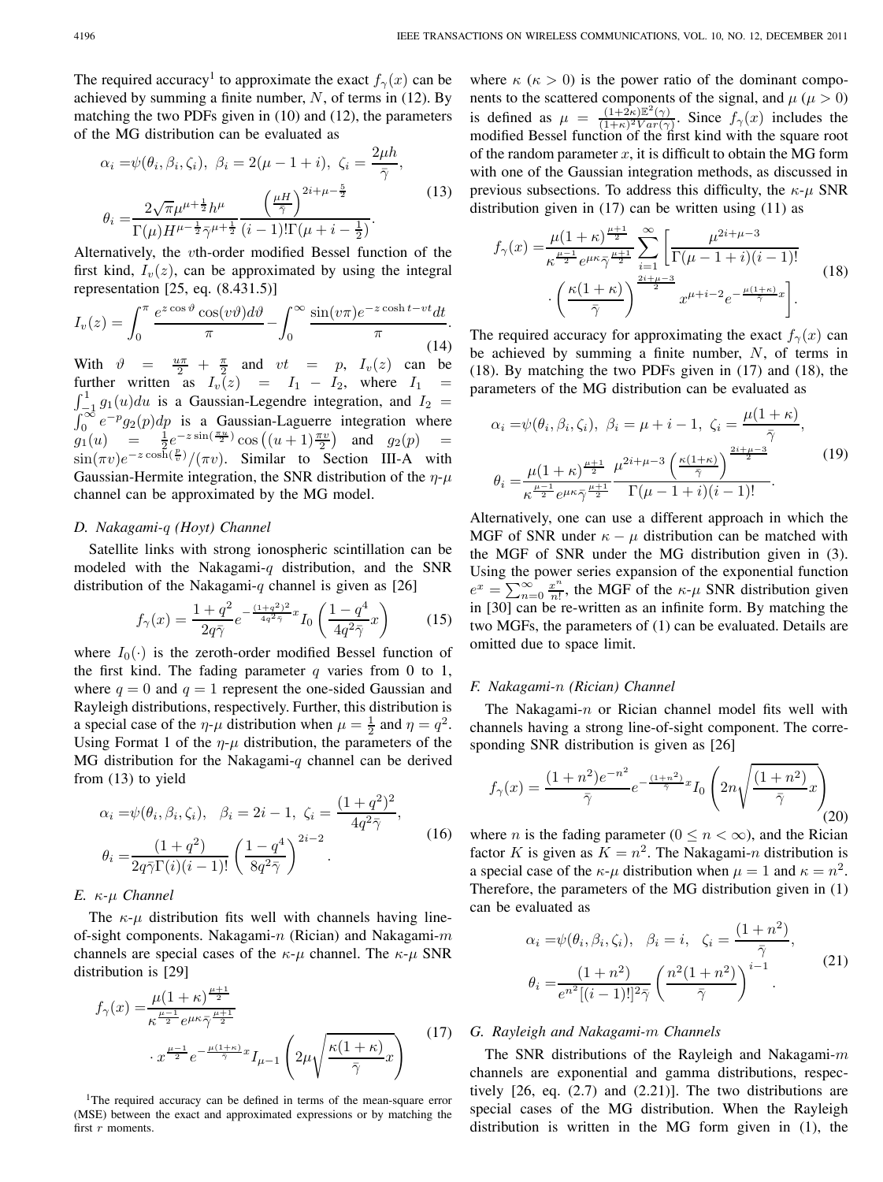The required accuracy[1] to approximate the exact $f_\gamma(x)$ can be achieved by summing a finite number, $N$, of terms in (12). By matching the two PDFs given in (10) and (12), the parameters of the MG distribution can be evaluated as

$$\alpha_i = \psi(\theta_i, \beta_i, \zeta_i),\ \beta_i = 2(\mu - 1 + i),\ \zeta_i = \frac{2\mu h}{\bar{\gamma}},$$
$$\theta_i = \frac{2\sqrt{\pi}\mu^{\mu+\frac{1}{2}}h^{\mu}}{\Gamma(\mu)H^{\mu-\frac{1}{2}}\bar{\gamma}^{\mu+\frac{1}{2}}}\frac{\left(\frac{\mu H}{\bar{\gamma}}\right)^{2i+\mu-\frac{5}{2}}}{(i-1)!\Gamma(\mu+i-\frac{1}{2})}. \tag{13}$$

Alternatively, the $v$th-order modified Bessel function of the first kind, $I_v(z)$, can be approximated by using the integral representation [25, eq. (8.431.5)]

$$I_v(z) = \int_0^{\pi} \frac{e^{z\cos\vartheta}\cos(v\vartheta)d\vartheta}{\pi} - \int_0^{\infty} \frac{\sin(v\pi)e^{-z\cosh t - vt}dt}{\pi}. \tag{14}$$

With $\vartheta = \frac{u\pi}{2} + \frac{\pi}{2}$ and $vt = p$, $I_v(z)$ can be further written as $I_v(z) = I_1 - I_2$, where $I_1 = \int_{-1}^{1} g_1(u)du$ is a Gaussian-Legendre integration, and $I_2 = \int_0^{\infty} e^{-p}g_2(p)dp$ is a Gaussian-Laguerre integration where $g_1(u) = \frac{1}{2}e^{-z\sin(\frac{\pi u}{2})}\cos\left((u+1)\frac{\pi v}{2}\right)$ and $g_2(p) = \sin(\pi v)e^{-z\cosh(\frac{p}{v})}/(\pi v)$. Similar to Section III-A with Gaussian-Hermite integration, the SNR distribution of the $\eta$-$\mu$ channel can be approximated by the MG model.

### D. Nakagami-$q$ (Hoyt) Channel

Satellite links with strong ionospheric scintillation can be modeled with the Nakagami-$q$ distribution, and the SNR distribution of the Nakagami-$q$ channel is given as [26]

$$f_\gamma(x) = \frac{1+q^2}{2q\bar{\gamma}}e^{-\frac{(1+q^2)^2}{4q^2\bar{\gamma}}x}I_0\left(\frac{1-q^4}{4q^2\bar{\gamma}}x\right) \tag{15}$$

where $I_0(\cdot)$ is the zeroth-order modified Bessel function of the first kind. The fading parameter $q$ varies from 0 to 1, where $q=0$ and $q=1$ represent the one-sided Gaussian and Rayleigh distributions, respectively. Further, this distribution is a special case of the $\eta$-$\mu$ distribution when $\mu = \frac{1}{2}$ and $\eta = q^2$. Using Format 1 of the $\eta$-$\mu$ distribution, the parameters of the MG distribution for the Nakagami-$q$ channel can be derived from (13) to yield

$$\alpha_i = \psi(\theta_i, \beta_i, \zeta_i),\quad \beta_i = 2i-1,\ \zeta_i = \frac{(1+q^2)^2}{4q^2\bar{\gamma}},$$
$$\theta_i = \frac{(1+q^2)}{2q\bar{\gamma}\Gamma(i)(i-1)!}\left(\frac{1-q^4}{8q^2\bar{\gamma}}\right)^{2i-2}. \tag{16}$$

### E. $\kappa$-$\mu$ Channel

The $\kappa$-$\mu$ distribution fits well with channels having line-of-sight components. Nakagami-$n$ (Rician) and Nakagami-$m$ channels are special cases of the $\kappa$-$\mu$ channel. The $\kappa$-$\mu$ SNR distribution is [29]

$$f_\gamma(x) = \frac{\mu(1+\kappa)^{\frac{\mu+1}{2}}}{\kappa^{\frac{\mu-1}{2}}e^{\mu\kappa}\bar{\gamma}^{\frac{\mu+1}{2}}} \cdot x^{\frac{\mu-1}{2}}e^{-\frac{\mu(1+\kappa)}{\bar{\gamma}}x}I_{\mu-1}\left(2\mu\sqrt{\frac{\kappa(1+\kappa)}{\bar{\gamma}}x}\right) \tag{17}$$

where $\kappa$ ($\kappa > 0$) is the power ratio of the dominant components to the scattered components of the signal, and $\mu$ ($\mu > 0$) is defined as $\mu = \frac{(1+2\kappa)\mathbb{E}^2(\gamma)}{(1+\kappa)^2 Var(\gamma)}$. Since $f_\gamma(x)$ includes the modified Bessel function of the first kind with the square root of the random parameter $x$, it is difficult to obtain the MG form with one of the Gaussian integration methods, as discussed in previous subsections. To address this difficulty, the $\kappa$-$\mu$ SNR distribution given in (17) can be written using (11) as

$$f_\gamma(x) = \frac{\mu(1+\kappa)^{\frac{\mu+1}{2}}}{\kappa^{\frac{\mu-1}{2}}e^{\mu\kappa}\bar{\gamma}^{\frac{\mu+1}{2}}}\sum_{i=1}^{\infty}\left[\frac{\mu^{2i+\mu-3}}{\Gamma(\mu-1+i)(i-1)!} \cdot \left(\frac{\kappa(1+\kappa)}{\bar{\gamma}}\right)^{\frac{2i+\mu-3}{2}} x^{\mu+i-2}e^{-\frac{\mu(1+\kappa)}{\bar{\gamma}}x}\right]. \tag{18}$$

The required accuracy for approximating the exact $f_\gamma(x)$ can be achieved by summing a finite number, $N$, of terms in (18). By matching the two PDFs given in (17) and (18), the parameters of the MG distribution can be evaluated as

$$\alpha_i = \psi(\theta_i, \beta_i, \zeta_i),\ \beta_i = \mu+i-1,\ \zeta_i = \frac{\mu(1+\kappa)}{\bar{\gamma}},$$
$$\theta_i = \frac{\mu(1+\kappa)^{\frac{\mu+1}{2}}}{\kappa^{\frac{\mu-1}{2}}e^{\mu\kappa}\bar{\gamma}^{\frac{\mu+1}{2}}}\frac{\mu^{2i+\mu-3}\left(\frac{\kappa(1+\kappa)}{\bar{\gamma}}\right)^{\frac{2i+\mu-3}{2}}}{\Gamma(\mu-1+i)(i-1)!}. \tag{19}$$

Alternatively, one can use a different approach in which the MGF of SNR under $\kappa-\mu$ distribution can be matched with the MGF of SNR under the MG distribution given in (3). Using the power series expansion of the exponential function $e^x = \sum_{n=0}^{\infty}\frac{x^n}{n!}$, the MGF of the $\kappa$-$\mu$ SNR distribution given in [30] can be re-written as an infinite form. By matching the two MGFs, the parameters of (1) can be evaluated. Details are omitted due to space limit.

### F. Nakagami-$n$ (Rician) Channel

The Nakagami-$n$ or Rician channel model fits well with channels having a strong line-of-sight component. The corresponding SNR distribution is given as [26]

$$f_\gamma(x) = \frac{(1+n^2)e^{-n^2}}{\bar{\gamma}}e^{-\frac{(1+n^2)}{\bar{\gamma}}x}I_0\left(2n\sqrt{\frac{(1+n^2)}{\bar{\gamma}}x}\right) \tag{20}$$

where $n$ is the fading parameter ($0 \le n < \infty$), and the Rician factor $K$ is given as $K = n^2$. The Nakagami-$n$ distribution is a special case of the $\kappa$-$\mu$ distribution when $\mu = 1$ and $\kappa = n^2$. Therefore, the parameters of the MG distribution given in (1) can be evaluated as

$$\alpha_i = \psi(\theta_i, \beta_i, \zeta_i),\quad \beta_i = i,\quad \zeta_i = \frac{(1+n^2)}{\bar{\gamma}},$$
$$\theta_i = \frac{(1+n^2)}{e^{n^2}[(i-1)!]^2\bar{\gamma}}\left(\frac{n^2(1+n^2)}{\bar{\gamma}}\right)^{i-1}. \tag{21}$$

### G. Rayleigh and Nakagami-$m$ Channels

The SNR distributions of the Rayleigh and Nakagami-$m$ channels are exponential and gamma distributions, respectively [26, eq. (2.7) and (2.21)]. The two distributions are special cases of the MG distribution. When the Rayleigh distribution is written in the MG form given in (1), the

[1] The required accuracy can be defined in terms of the mean-square error (MSE) between the exact and approximated expressions or by matching the first $r$ moments.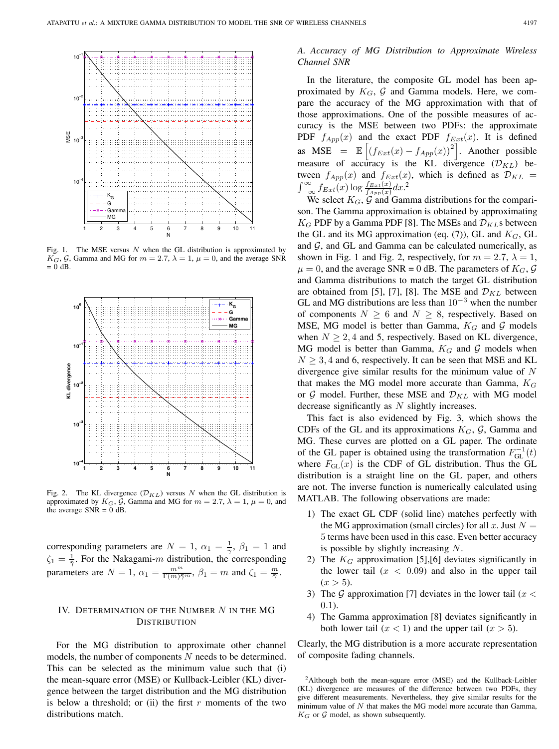Fig. 1. The MSE versus $N$ when the GL distribution is approximated by $K_G$, $\mathcal{G}$, Gamma and MG for $m = 2.7$, $\lambda = 1$, $\mu = 0$, and the average SNR = 0 dB.

Fig. 2. The KL divergence ($\mathcal{D}_{KL}$) versus $N$ when the GL distribution is approximated by $K_G$, $\mathcal{G}$, Gamma and MG for $m = 2.7$, $\lambda = 1$, $\mu = 0$, and the average SNR = 0 dB.

corresponding parameters are $N = 1$, $\alpha_1 = \frac{1}{\bar{\gamma}}$, $\beta_1 = 1$ and $\zeta_1 = \frac{1}{\bar{\gamma}}$. For the Nakagami-$m$ distribution, the corresponding parameters are $N = 1$, $\alpha_1 = \frac{m^m}{\Gamma(m)\bar{\gamma}^m}$, $\beta_1 = m$ and $\zeta_1 = \frac{m}{\bar{\gamma}}$.

## IV. Determination of the Number $N$ in the MG Distribution

For the MG distribution to approximate other channel models, the number of components $N$ needs to be determined. This can be selected as the minimum value such that (i) the mean-square error (MSE) or Kullback-Leibler (KL) divergence between the target distribution and the MG distribution is below a threshold; or (ii) the first $r$ moments of the two distributions match.

### A. Accuracy of MG Distribution to Approximate Wireless Channel SNR

In the literature, the composite GL model has been approximated by $K_G$, $\mathcal{G}$ and Gamma models. Here, we compare the accuracy of the MG approximation with that of those approximations. One of the possible measures of accuracy is the MSE between two PDFs: the approximate PDF $f_{App}(x)$ and the exact PDF $f_{Ext}(x)$. It is defined as $\text{MSE} = \mathbb{E}\left[(f_{Ext}(x) - f_{App}(x))^2\right]$. Another possible measure of accuracy is the KL divergence ($\mathcal{D}_{KL}$) between $f_{App}(x)$ and $f_{Ext}(x)$, which is defined as $\mathcal{D}_{KL} = \int_{-\infty}^{\infty} f_{Ext}(x) \log \frac{f_{Ext}(x)}{f_{App}(x)} dx$.[2]

We select $K_G$, $\mathcal{G}$ and Gamma distributions for the comparison. The Gamma approximation is obtained by approximating $K_G$ PDF by a Gamma PDF [8]. The MSEs and $\mathcal{D}_{KL}$s between the GL and its MG approximation (eq. (7)), GL and $K_G$, GL and $\mathcal{G}$, and GL and Gamma can be calculated numerically, as shown in Fig. 1 and Fig. 2, respectively, for $m = 2.7$, $\lambda = 1$, $\mu = 0$, and the average SNR = 0 dB. The parameters of $K_G$, $\mathcal{G}$ and Gamma distributions to match the target GL distribution are obtained from [5], [7], [8]. The MSE and $\mathcal{D}_{KL}$ between GL and MG distributions are less than $10^{-3}$ when the number of components $N \geq 6$ and $N \geq 8$, respectively. Based on MSE, MG model is better than Gamma, $K_G$ and $\mathcal{G}$ models when $N \geq 2, 4$ and 5, respectively. Based on KL divergence, MG model is better than Gamma, $K_G$ and $\mathcal{G}$ models when $N \geq 3, 4$ and 6, respectively. It can be seen that MSE and KL divergence give similar results for the minimum value of $N$ that makes the MG model more accurate than Gamma, $K_G$ or $\mathcal{G}$ model. Further, these MSE and $\mathcal{D}_{KL}$ with MG model decrease significantly as $N$ slightly increases.

This fact is also evidenced by Fig. 3, which shows the CDFs of the GL and its approximations $K_G$, $\mathcal{G}$, Gamma and MG. These curves are plotted on a GL paper. The ordinate of the GL paper is obtained using the transformation $F_{\text{GL}}^{-1}(t)$ where $F_{\text{GL}}(x)$ is the CDF of GL distribution. Thus the GL distribution is a straight line on the GL paper, and others are not. The inverse function is numerically calculated using MATLAB. The following observations are made:

1) The exact GL CDF (solid line) matches perfectly with the MG approximation (small circles) for all $x$. Just $N = 5$ terms have been used in this case. Even better accuracy is possible by slightly increasing $N$.
2) The $K_G$ approximation [5],[6] deviates significantly in the lower tail ($x < 0.09$) and also in the upper tail ($x > 5$).
3) The $\mathcal{G}$ approximation [7] deviates in the lower tail ($x < 0.1$).
4) The Gamma approximation [8] deviates significantly in both lower tail ($x < 1$) and the upper tail ($x > 5$).

Clearly, the MG distribution is a more accurate representation of composite fading channels.

[2] Although both the mean-square error (MSE) and the Kullback-Leibler (KL) divergence are measures of the difference between two PDFs, they give different measurements. Nevertheless, they give similar results for the minimum value of $N$ that makes the MG model more accurate than Gamma, $K_G$ or $\mathcal{G}$ model, as shown subsequently.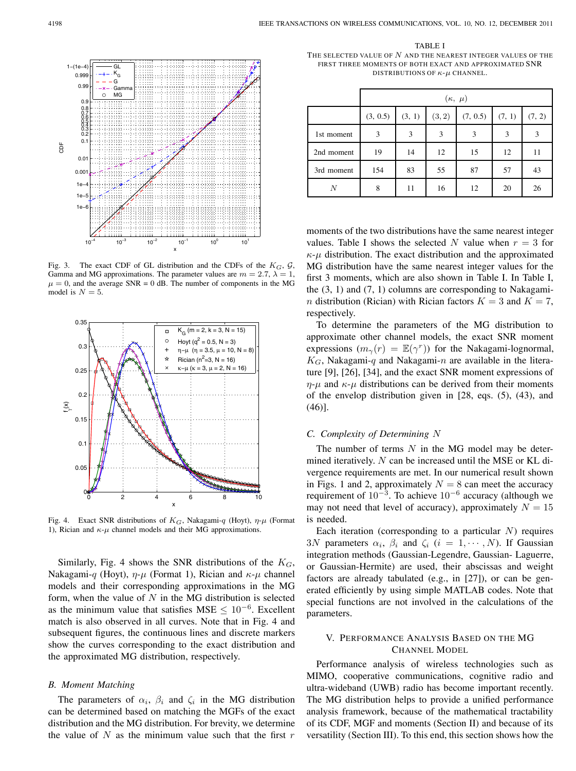Fig. 3. The exact CDF of GL distribution and the CDFs of the $K_G$, $\mathcal{G}$, Gamma and MG approximations. The parameter values are $m = 2.7$, $\lambda = 1$, $\mu = 0$, and the average SNR = 0 dB. The number of components in the MG model is $N = 5$.

Fig. 4. Exact SNR distributions of $K_G$, Nakagami-$q$ (Hoyt), $\eta$-$\mu$ (Format 1), Rician and $\kappa$-$\mu$ channel models and their MG approximations.

Similarly, Fig. 4 shows the SNR distributions of the $K_G$, Nakagami-$q$ (Hoyt), $\eta$-$\mu$ (Format 1), Rician and $\kappa$-$\mu$ channel models and their corresponding approximations in the MG form, when the value of $N$ in the MG distribution is selected as the minimum value that satisfies MSE $\leq 10^{-6}$. Excellent match is also observed in all curves. Note that in Fig. 4 and subsequent figures, the continuous lines and discrete markers show the curves corresponding to the exact distribution and the approximated MG distribution, respectively.

### B. Moment Matching

The parameters of $\alpha_i$, $\beta_i$ and $\zeta_i$ in the MG distribution can be determined based on matching the MGFs of the exact distribution and the MG distribution. For brevity, we determine the value of $N$ as the minimum value such that the first $r$ moments of the two distributions have the same nearest integer values. Table I shows the selected $N$ value when $r = 3$ for $\kappa$-$\mu$ distribution. The exact distribution and the approximated MG distribution have the same nearest integer values for the first 3 moments, which are also shown in Table I. In Table I, the (3, 1) and (7, 1) columns are corresponding to Nakagami-$n$ distribution (Rician) with Rician factors $K = 3$ and $K = 7$, respectively.

TABLE I
THE SELECTED VALUE OF $N$ AND THE NEAREST INTEGER VALUES OF THE FIRST THREE MOMENTS OF BOTH EXACT AND APPROXIMATED SNR DISTRIBUTIONS OF $\kappa$-$\mu$ CHANNEL.

| | $(\kappa,\ \mu)$ | | | | | |
|---|---|---|---|---|---|---|
| | (3, 0.5) | (3, 1) | (3, 2) | (7, 0.5) | (7, 1) | (7, 2) |
| 1st moment | 3 | 3 | 3 | 3 | 3 | 3 |
| 2nd moment | 19 | 14 | 12 | 15 | 12 | 11 |
| 3rd moment | 154 | 83 | 55 | 87 | 57 | 43 |
| $N$ | 8 | 11 | 16 | 12 | 20 | 26 |

To determine the parameters of the MG distribution to approximate other channel models, the exact SNR moment expressions ($m_\gamma(r) = \mathbb{E}(\gamma^r)$) for the Nakagami-lognormal, $K_G$, Nakagami-$q$ and Nakagami-$n$ are available in the literature [9], [26], [34], and the exact SNR moment expressions of $\eta$-$\mu$ and $\kappa$-$\mu$ distributions can be derived from their moments of the envelop distribution given in [28, eqs. (5), (43), and (46)].

### C. Complexity of Determining $N$

The number of terms $N$ in the MG model may be determined iteratively. $N$ can be increased until the MSE or KL divergence requirements are met. In our numerical result shown in Figs. 1 and 2, approximately $N = 8$ can meet the accuracy requirement of $10^{-3}$. To achieve $10^{-6}$ accuracy (although we may not need that level of accuracy), approximately $N = 15$ is needed.

Each iteration (corresponding to a particular $N$) requires $3N$ parameters $\alpha_i$, $\beta_i$ and $\zeta_i$ ($i = 1, \cdots, N$). If Gaussian integration methods (Gaussian-Legendre, Gaussian- Laguerre, or Gaussian-Hermite) are used, their abscissas and weight factors are already tabulated (e.g., in [27]), or can be generated efficiently by using simple MATLAB codes. Note that special functions are not involved in the calculations of the parameters.

## V. Performance Analysis Based on the MG Channel Model

Performance analysis of wireless technologies such as MIMO, cooperative communications, cognitive radio and ultra-wideband (UWB) radio has become important recently. The MG distribution helps to provide a unified performance analysis framework, because of the mathematical tractability of its CDF, MGF and moments (Section II) and because of its versatility (Section III). To this end, this section shows how the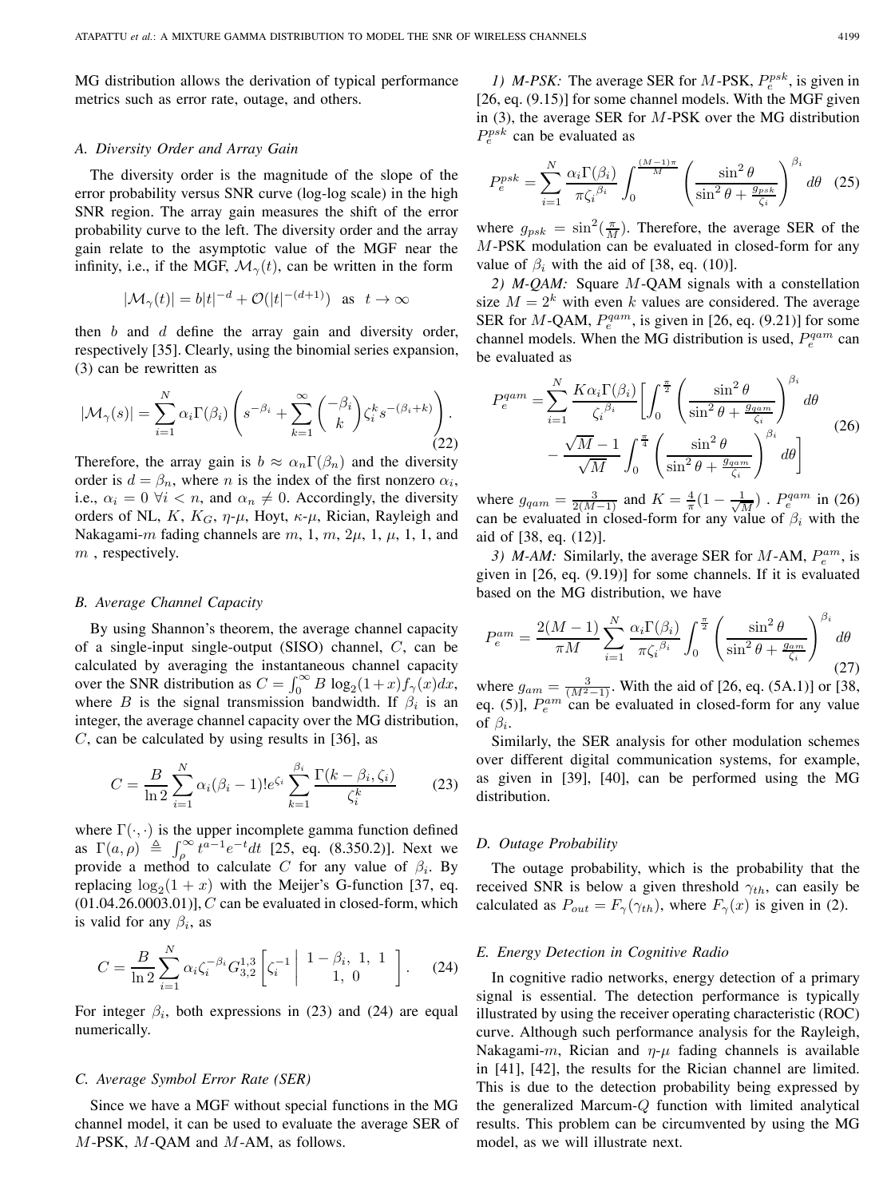MG distribution allows the derivation of typical performance metrics such as error rate, outage, and others.

### A. Diversity Order and Array Gain

The diversity order is the magnitude of the slope of the error probability versus SNR curve (log-log scale) in the high SNR region. The array gain measures the shift of the error probability curve to the left. The diversity order and the array gain relate to the asymptotic value of the MGF near the infinity, i.e., if the MGF, $\mathcal{M}_\gamma(t)$, can be written in the form

$$|\mathcal{M}_\gamma(t)| = b|t|^{-d} + \mathcal{O}(|t|^{-(d+1)}) \quad \text{as} \quad t \to \infty$$

then $b$ and $d$ define the array gain and diversity order, respectively [35]. Clearly, using the binomial series expansion, (3) can be rewritten as

$$|\mathcal{M}_\gamma(s)| = \sum_{i=1}^{N} \alpha_i \Gamma(\beta_i) \left( s^{-\beta_i} + \sum_{k=1}^{\infty} \binom{-\beta_i}{k} \zeta_i^k s^{-(\beta_i+k)} \right). \tag{22}$$

Therefore, the array gain is $b \approx \alpha_n \Gamma(\beta_n)$ and the diversity order is $d = \beta_n$, where $n$ is the index of the first nonzero $\alpha_i$, i.e., $\alpha_i = 0 \ \forall i < n$, and $\alpha_n \neq 0$. Accordingly, the diversity orders of NL, $K$, $K_G$, $\eta$-$\mu$, Hoyt, $\kappa$-$\mu$, Rician, Rayleigh and Nakagami-$m$ fading channels are $m$, 1, $m$, $2\mu$, 1, $\mu$, 1, 1, and $m$ , respectively.

### B. Average Channel Capacity

By using Shannon's theorem, the average channel capacity of a single-input single-output (SISO) channel, $C$, can be calculated by averaging the instantaneous channel capacity over the SNR distribution as $C = \int_0^\infty B \log_2(1+x) f_\gamma(x) dx$, where $B$ is the signal transmission bandwidth. If $\beta_i$ is an integer, the average channel capacity over the MG distribution, $C$, can be calculated by using results in [36], as

$$C = \frac{B}{\ln 2} \sum_{i=1}^{N} \alpha_i (\beta_i - 1)! e^{\zeta_i} \sum_{k=1}^{\beta_i} \frac{\Gamma(k - \beta_i, \zeta_i)}{\zeta_i^k} \tag{23}$$

where $\Gamma(\cdot,\cdot)$ is the upper incomplete gamma function defined as $\Gamma(a, \rho) \triangleq \int_\rho^\infty t^{a-1} e^{-t} dt$ [25, eq. (8.350.2)]. Next we provide a method to calculate $C$ for any value of $\beta_i$. By replacing $\log_2(1+x)$ with the Meijer's G-function [37, eq. (01.04.26.0003.01)], $C$ can be evaluated in closed-form, which is valid for any $\beta_i$, as

$$C = \frac{B}{\ln 2} \sum_{i=1}^{N} \alpha_i \zeta_i^{-\beta_i} G_{3,2}^{1,3} \left[ \zeta_i^{-1} \middle| \begin{array}{c} 1-\beta_i, \ 1, \ 1 \\ 1, \ 0 \end{array} \right]. \tag{24}$$

For integer $\beta_i$, both expressions in (23) and (24) are equal numerically.

### C. Average Symbol Error Rate (SER)

Since we have a MGF without special functions in the MG channel model, it can be used to evaluate the average SER of $M$-PSK, $M$-QAM and $M$-AM, as follows.

*1) M-PSK:* The average SER for $M$-PSK, $P_e^{psk}$, is given in [26, eq. (9.15)] for some channel models. With the MGF given in (3), the average SER for $M$-PSK over the MG distribution $P_e^{psk}$ can be evaluated as

$$P_e^{psk} = \sum_{i=1}^{N} \frac{\alpha_i \Gamma(\beta_i)}{\pi \zeta_i^{\beta_i}} \int_0^{\frac{(M-1)\pi}{M}} \left( \frac{\sin^2 \theta}{\sin^2 \theta + \frac{g_{psk}}{\zeta_i}} \right)^{\beta_i} d\theta \tag{25}$$

where $g_{psk} = \sin^2(\frac{\pi}{M})$. Therefore, the average SER of the $M$-PSK modulation can be evaluated in closed-form for any value of $\beta_i$ with the aid of [38, eq. (10)].

*2) M-QAM:* Square $M$-QAM signals with a constellation size $M = 2^k$ with even $k$ values are considered. The average SER for $M$-QAM, $P_e^{qam}$, is given in [26, eq. (9.21)] for some channel models. When the MG distribution is used, $P_e^{qam}$ can be evaluated as

$$\begin{aligned} P_e^{qam} = \sum_{i=1}^{N} \frac{K \alpha_i \Gamma(\beta_i)}{\zeta_i^{\beta_i}} \Bigg[ & \int_0^{\frac{\pi}{2}} \left( \frac{\sin^2 \theta}{\sin^2 \theta + \frac{g_{qam}}{\zeta_i}} \right)^{\beta_i} d\theta \\ & - \frac{\sqrt{M}-1}{\sqrt{M}} \int_0^{\frac{\pi}{4}} \left( \frac{\sin^2 \theta}{\sin^2 \theta + \frac{g_{qam}}{\zeta_i}} \right)^{\beta_i} d\theta \Bigg] \end{aligned} \tag{26}$$

where $g_{qam} = \frac{3}{2(M-1)}$ and $K = \frac{4}{\pi}(1 - \frac{1}{\sqrt{M}})$ . $P_e^{qam}$ in (26) can be evaluated in closed-form for any value of $\beta_i$ with the aid of [38, eq. (12)].

*3) M-AM:* Similarly, the average SER for $M$-AM, $P_e^{am}$, is given in [26, eq. (9.19)] for some channels. If it is evaluated based on the MG distribution, we have

$$P_e^{am} = \frac{2(M-1)}{\pi M} \sum_{i=1}^{N} \frac{\alpha_i \Gamma(\beta_i)}{\pi \zeta_i^{\beta_i}} \int_0^{\frac{\pi}{2}} \left( \frac{\sin^2 \theta}{\sin^2 \theta + \frac{g_{am}}{\zeta_i}} \right)^{\beta_i} d\theta \tag{27}$$

where $g_{am} = \frac{3}{(M^2-1)}$. With the aid of [26, eq. (5A.1)] or [38, eq. (5)], $P_e^{am}$ can be evaluated in closed-form for any value of $\beta_i$.

Similarly, the SER analysis for other modulation schemes over different digital communication systems, for example, as given in [39], [40], can be performed using the MG distribution.

### D. Outage Probability

The outage probability, which is the probability that the received SNR is below a given threshold $\gamma_{th}$, can easily be calculated as $P_{out} = F_\gamma(\gamma_{th})$, where $F_\gamma(x)$ is given in (2).

### E. Energy Detection in Cognitive Radio

In cognitive radio networks, energy detection of a primary signal is essential. The detection performance is typically illustrated by using the receiver operating characteristic (ROC) curve. Although such performance analysis for the Rayleigh, Nakagami-$m$, Rician and $\eta$-$\mu$ fading channels is available in [41], [42], the results for the Rician channel are limited. This is due to the detection probability being expressed by the generalized Marcum-$Q$ function with limited analytical results. This problem can be circumvented by using the MG model, as we will illustrate next.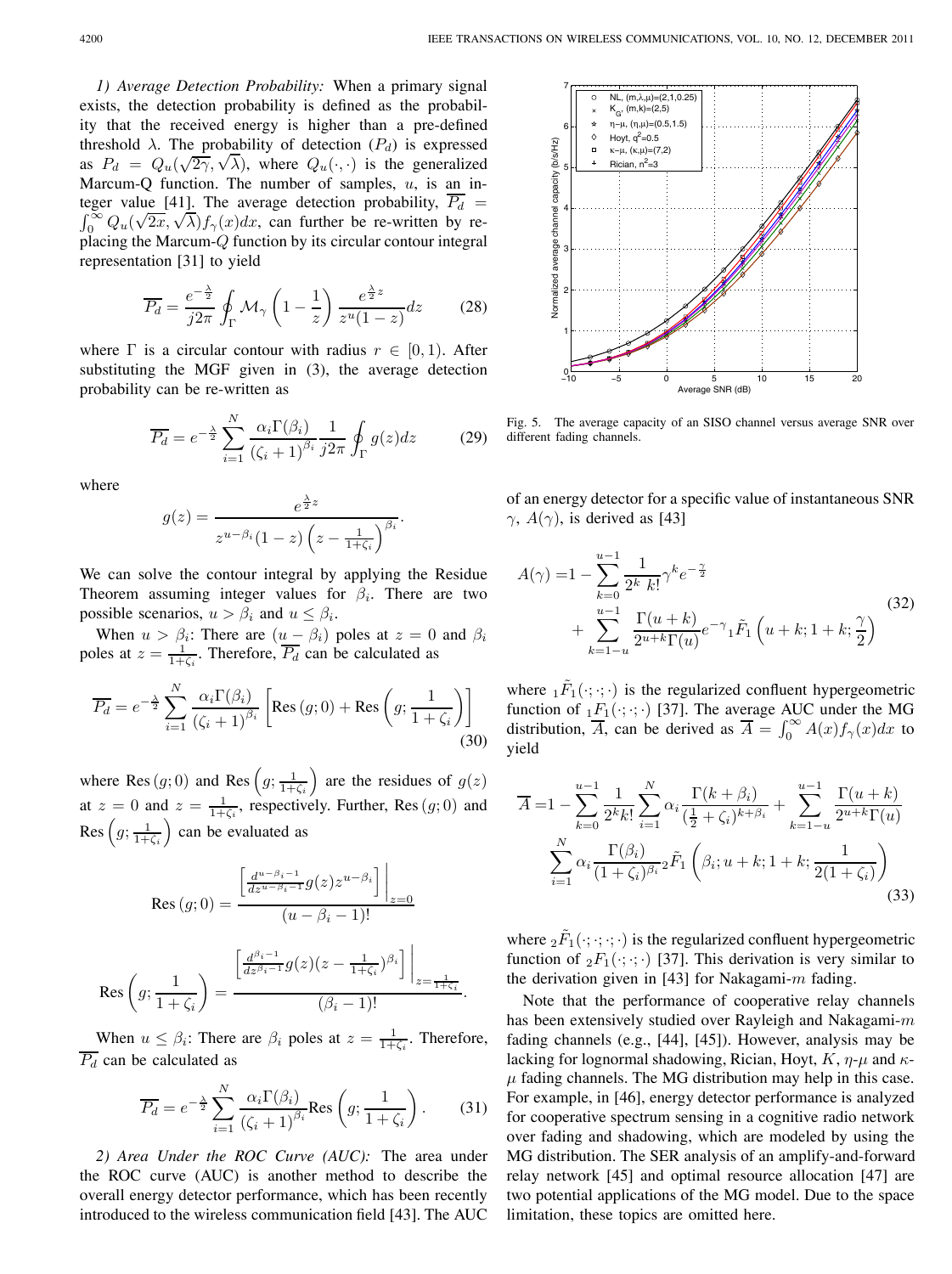*1) Average Detection Probability:* When a primary signal exists, the detection probability is defined as the probability that the received energy is higher than a pre-defined threshold $\lambda$. The probability of detection ($P_d$) is expressed as $P_d = Q_u(\sqrt{2\gamma}, \sqrt{\lambda})$, where $Q_u(\cdot, \cdot)$ is the generalized Marcum-Q function. The number of samples, $u$, is an integer value [41]. The average detection probability, $\overline{P_d} = \int_0^\infty Q_u(\sqrt{2x}, \sqrt{\lambda}) f_\gamma(x) dx$, can further be re-written by replacing the Marcum-$Q$ function by its circular contour integral representation [31] to yield

$$\overline{P_d} = \frac{e^{-\frac{\lambda}{2}}}{j2\pi} \oint_\Gamma \mathcal{M}_\gamma \left(1 - \frac{1}{z}\right) \frac{e^{\frac{\lambda}{2}z}}{z^u(1-z)} dz \tag{28}$$

where $\Gamma$ is a circular contour with radius $r \in [0, 1)$. After substituting the MGF given in (3), the average detection probability can be re-written as

$$\overline{P_d} = e^{-\frac{\lambda}{2}} \sum_{i=1}^{N} \frac{\alpha_i \Gamma(\beta_i)}{(\zeta_i + 1)^{\beta_i}} \frac{1}{j2\pi} \oint_\Gamma g(z) dz \tag{29}$$

where

$$g(z) = \frac{e^{\frac{\lambda}{2}z}}{z^{u-\beta_i}(1-z)\left(z - \frac{1}{1+\zeta_i}\right)^{\beta_i}}.$$

We can solve the contour integral by applying the Residue Theorem assuming integer values for $\beta_i$. There are two possible scenarios, $u > \beta_i$ and $u \leq \beta_i$.

When $u > \beta_i$: There are $(u - \beta_i)$ poles at $z = 0$ and $\beta_i$ poles at $z = \frac{1}{1+\zeta_i}$. Therefore, $\overline{P_d}$ can be calculated as

$$\overline{P_d} = e^{-\frac{\lambda}{2}} \sum_{i=1}^{N} \frac{\alpha_i \Gamma(\beta_i)}{(\zeta_i + 1)^{\beta_i}} \left[\text{Res}\,(g; 0) + \text{Res}\left(g; \frac{1}{1+\zeta_i}\right)\right] \tag{30}$$

where $\text{Res}\,(g; 0)$ and $\text{Res}\left(g; \frac{1}{1+\zeta_i}\right)$ are the residues of $g(z)$ at $z = 0$ and $z = \frac{1}{1+\zeta_i}$, respectively. Further, $\text{Res}\,(g; 0)$ and $\text{Res}\left(g; \frac{1}{1+\zeta_i}\right)$ can be evaluated as

$$\text{Res}\,(g; 0) = \frac{\left[\frac{d^{u-\beta_i-1}}{dz^{u-\beta_i-1}} g(z) z^{u-\beta_i}\right]\Big|_{z=0}}{(u - \beta_i - 1)!}$$

$$\text{Res}\left(g; \frac{1}{1+\zeta_i}\right) = \frac{\left[\frac{d^{\beta_i-1}}{dz^{\beta_i-1}} g(z)(z - \frac{1}{1+\zeta_i})^{\beta_i}\right]\Big|_{z=\frac{1}{1+\zeta_i}}}{(\beta_i - 1)!}.$$

When $u \leq \beta_i$: There are $\beta_i$ poles at $z = \frac{1}{1+\zeta_i}$. Therefore, $\overline{P_d}$ can be calculated as

$$\overline{P_d} = e^{-\frac{\lambda}{2}} \sum_{i=1}^{N} \frac{\alpha_i \Gamma(\beta_i)}{(\zeta_i + 1)^{\beta_i}} \text{Res}\left(g; \frac{1}{1+\zeta_i}\right). \tag{31}$$

*2) Area Under the ROC Curve (AUC):* The area under the ROC curve (AUC) is another method to describe the overall energy detector performance, which has been recently introduced to the wireless communication field [43]. The AUC of an energy detector for a specific value of instantaneous SNR $\gamma$, $A(\gamma)$, is derived as [43]

$$\begin{aligned} A(\gamma) =& 1 - \sum_{k=0}^{u-1} \frac{1}{2^k\, k!} \gamma^k e^{-\frac{\gamma}{2}} \\ &+ \sum_{k=1-u}^{u-1} \frac{\Gamma(u+k)}{2^{u+k}\Gamma(u)} e^{-\gamma} {}_1\tilde{F}_1\left(u+k; 1+k; \frac{\gamma}{2}\right) \end{aligned} \tag{32}$$

where ${}_1\tilde{F}_1(\cdot;\cdot;\cdot)$ is the regularized confluent hypergeometric function of ${}_1F_1(\cdot;\cdot;\cdot)$ [37]. The average AUC under the MG distribution, $\overline{A}$, can be derived as $\overline{A} = \int_0^\infty A(x) f_\gamma(x) dx$ to yield

$$\begin{aligned} \overline{A} =& 1 - \sum_{k=0}^{u-1} \frac{1}{2^k k!} \sum_{i=1}^{N} \alpha_i \frac{\Gamma(k+\beta_i)}{(\frac{1}{2}+\zeta_i)^{k+\beta_i}} + \sum_{k=1-u}^{u-1} \frac{\Gamma(u+k)}{2^{u+k}\Gamma(u)} \\ & \sum_{i=1}^{N} \alpha_i \frac{\Gamma(\beta_i)}{(1+\zeta_i)^{\beta_i}} {}_2\tilde{F}_1\left(\beta_i; u+k; 1+k; \frac{1}{2(1+\zeta_i)}\right) \end{aligned} \tag{33}$$

where ${}_2\tilde{F}_1(\cdot;\cdot;\cdot;\cdot)$ is the regularized confluent hypergeometric function of ${}_2F_1(\cdot;\cdot;\cdot)$ [37]. This derivation is very similar to the derivation given in [43] for Nakagami-$m$ fading.

Note that the performance of cooperative relay channels has been extensively studied over Rayleigh and Nakagami-$m$ fading channels (e.g., [44], [45]). However, analysis may be lacking for lognormal shadowing, Rician, Hoyt, $K$, $\eta$-$\mu$ and $\kappa$-$\mu$ fading channels. The MG distribution may help in this case. For example, in [46], energy detector performance is analyzed for cooperative spectrum sensing in a cognitive radio network over fading and shadowing, which are modeled by using the MG distribution. The SER analysis of an amplify-and-forward relay network [45] and optimal resource allocation [47] are two potential applications of the MG model. Due to the space limitation, these topics are omitted here.

Fig. 5. The average capacity of an SISO channel versus average SNR over different fading channels.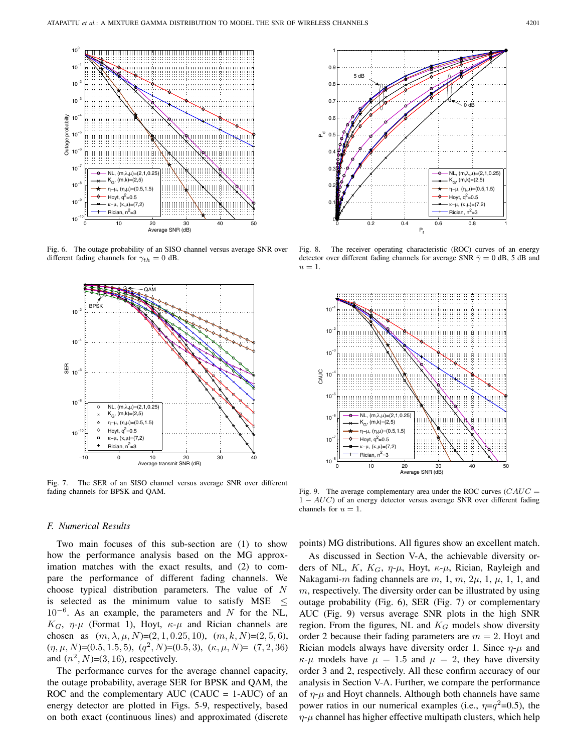Fig. 6. The outage probability of an SISO channel versus average SNR over different fading channels for $\gamma_{th} = 0$ dB.

Fig. 7. The SER of an SISO channel versus average SNR over different fading channels for BPSK and QAM.

Fig. 8. The receiver operating characteristic (ROC) curves of an energy detector over different fading channels for average SNR $\bar{\gamma} = 0$ dB, 5 dB and $u = 1$.

Fig. 9. The average complementary area under the ROC curves ($CAUC = 1 - AUC$) of an energy detector versus average SNR over different fading channels for $u = 1$.

### F. Numerical Results

Two main focuses of this sub-section are (1) to show how the performance analysis based on the MG approximation matches with the exact results, and (2) to compare the performance of different fading channels. We choose typical distribution parameters. The value of $N$ is selected as the minimum value to satisfy MSE $\leq 10^{-6}$. As an example, the parameters and $N$ for the NL, $K_G$, $\eta$-$\mu$ (Format 1), Hoyt, $\kappa$-$\mu$ and Rician channels are chosen as $(m, \lambda, \mu, N)$=$(2, 1, 0.25, 10)$, $(m, k, N)$=$(2, 5, 6)$, $(\eta, \mu, N)$=$(0.5, 1.5, 5)$, $(q^2, N)$=$(0.5, 3)$, $(\kappa, \mu, N)$= $(7, 2, 36)$ and $(n^2, N)$=$(3, 16)$, respectively.

The performance curves for the average channel capacity, the outage probability, average SER for BPSK and QAM, the ROC and the complementary AUC (CAUC = 1-AUC) of an energy detector are plotted in Figs. 5-9, respectively, based on both exact (continuous lines) and approximated (discrete points) MG distributions. All figures show an excellent match.

As discussed in Section V-A, the achievable diversity orders of NL, $K$, $K_G$, $\eta$-$\mu$, Hoyt, $\kappa$-$\mu$, Rician, Rayleigh and Nakagami-$m$ fading channels are $m$, 1, $m$, $2\mu$, 1, $\mu$, 1, 1, and $m$, respectively. The diversity order can be illustrated by using outage probability (Fig. 6), SER (Fig. 7) or complementary AUC (Fig. 9) versus average SNR plots in the high SNR region. From the figures, NL and $K_G$ models show diversity order 2 because their fading parameters are $m = 2$. Hoyt and Rician models always have diversity order 1. Since $\eta$-$\mu$ and $\kappa$-$\mu$ models have $\mu = 1.5$ and $\mu = 2$, they have diversity order 3 and 2, respectively. All these confirm accuracy of our analysis in Section V-A. Further, we compare the performance of $\eta$-$\mu$ and Hoyt channels. Although both channels have same power ratios in our numerical examples (i.e., $\eta$=$q^2$=0.5), the $\eta$-$\mu$ channel has higher effective multipath clusters, which help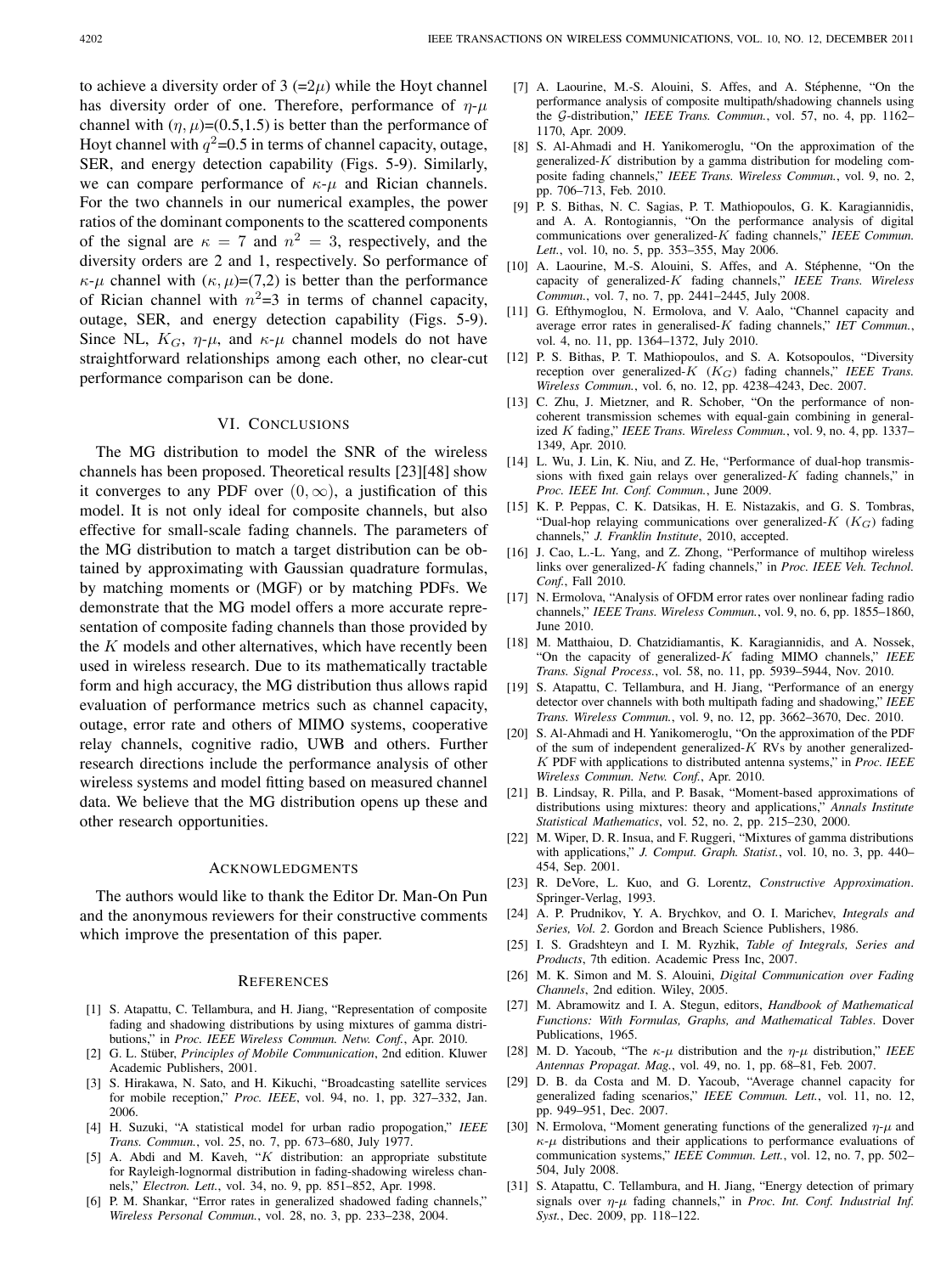to achieve a diversity order of 3 ($=2\mu$) while the Hoyt channel has diversity order of one. Therefore, performance of $\eta$-$\mu$ channel with $(\eta, \mu)$=(0.5,1.5) is better than the performance of Hoyt channel with $q^2$=0.5 in terms of channel capacity, outage, SER, and energy detection capability (Figs. 5-9). Similarly, we can compare performance of $\kappa$-$\mu$ and Rician channels. For the two channels in our numerical examples, the power ratios of the dominant components to the scattered components of the signal are $\kappa = 7$ and $n^2 = 3$, respectively, and the diversity orders are 2 and 1, respectively. So performance of $\kappa$-$\mu$ channel with $(\kappa, \mu)$=(7,2) is better than the performance of Rician channel with $n^2$=3 in terms of channel capacity, outage, SER, and energy detection capability (Figs. 5-9). Since NL, $K_G$, $\eta$-$\mu$, and $\kappa$-$\mu$ channel models do not have straightforward relationships among each other, no clear-cut performance comparison can be done.

## VI. Conclusions

The MG distribution to model the SNR of the wireless channels has been proposed. Theoretical results [23][48] show it converges to any PDF over $(0, \infty)$, a justification of this model. It is not only ideal for composite channels, but also effective for small-scale fading channels. The parameters of the MG distribution to match a target distribution can be obtained by approximating with Gaussian quadrature formulas, by matching moments or (MGF) or by matching PDFs. We demonstrate that the MG model offers a more accurate representation of composite fading channels than those provided by the $K$ models and other alternatives, which have recently been used in wireless research. Due to its mathematically tractable form and high accuracy, the MG distribution thus allows rapid evaluation of performance metrics such as channel capacity, outage, error rate and others of MIMO systems, cooperative relay channels, cognitive radio, UWB and others. Further research directions include the performance analysis of other wireless systems and model fitting based on measured channel data. We believe that the MG distribution opens up these and other research opportunities.

## Acknowledgments

The authors would like to thank the Editor Dr. Man-On Pun and the anonymous reviewers for their constructive comments which improve the presentation of this paper.

## References

[1] S. Atapattu, C. Tellambura, and H. Jiang, "Representation of composite fading and shadowing distributions by using mixtures of gamma distributions," in *Proc. IEEE Wireless Commun. Netw. Conf.*, Apr. 2010.

[2] G. L. Stüber, *Principles of Mobile Communication*, 2nd edition. Kluwer Academic Publishers, 2001.

[3] S. Hirakawa, N. Sato, and H. Kikuchi, "Broadcasting satellite services for mobile reception," *Proc. IEEE*, vol. 94, no. 1, pp. 327–332, Jan. 2006.

[4] H. Suzuki, "A statistical model for urban radio propogation," *IEEE Trans. Commun.*, vol. 25, no. 7, pp. 673–680, July 1977.

[5] A. Abdi and M. Kaveh, "$K$ distribution: an appropriate substitute for Rayleigh-lognormal distribution in fading-shadowing wireless channels," *Electron. Lett.*, vol. 34, no. 9, pp. 851–852, Apr. 1998.

[6] P. M. Shankar, "Error rates in generalized shadowed fading channels," *Wireless Personal Commun.*, vol. 28, no. 3, pp. 233–238, 2004.

[7] A. Laourine, M.-S. Alouini, S. Affes, and A. Stéphenne, "On the performance analysis of composite multipath/shadowing channels using the $\mathcal{G}$-distribution," *IEEE Trans. Commun.*, vol. 57, no. 4, pp. 1162–1170, Apr. 2009.

[8] S. Al-Ahmadi and H. Yanikomeroglu, "On the approximation of the generalized-$K$ distribution by a gamma distribution for modeling composite fading channels," *IEEE Trans. Wireless Commun.*, vol. 9, no. 2, pp. 706–713, Feb. 2010.

[9] P. S. Bithas, N. C. Sagias, P. T. Mathiopoulos, G. K. Karagiannidis, and A. A. Rontogiannis, "On the performance analysis of digital communications over generalized-$K$ fading channels," *IEEE Commun. Lett.*, vol. 10, no. 5, pp. 353–355, May 2006.

[10] A. Laourine, M.-S. Alouini, S. Affes, and A. Stéphenne, "On the capacity of generalized-$K$ fading channels," *IEEE Trans. Wireless Commun.*, vol. 7, no. 7, pp. 2441–2445, July 2008.

[11] G. Efthymoglou, N. Ermolova, and V. Aalo, "Channel capacity and average error rates in generalised-$K$ fading channels," *IET Commun.*, vol. 4, no. 11, pp. 1364–1372, July 2010.

[12] P. S. Bithas, P. T. Mathiopoulos, and S. A. Kotsopoulos, "Diversity reception over generalized-$K$ ($K_G$) fading channels," *IEEE Trans. Wireless Commun.*, vol. 6, no. 12, pp. 4238–4243, Dec. 2007.

[13] C. Zhu, J. Mietzner, and R. Schober, "On the performance of non-coherent transmission schemes with equal-gain combining in generalized $K$ fading," *IEEE Trans. Wireless Commun.*, vol. 9, no. 4, pp. 1337–1349, Apr. 2010.

[14] L. Wu, J. Lin, K. Niu, and Z. He, "Performance of dual-hop transmissions with fixed gain relays over generalized-$K$ fading channels," in *Proc. IEEE Int. Conf. Commun.*, June 2009.

[15] K. P. Peppas, C. K. Datsikas, H. E. Nistazakis, and G. S. Tombras, "Dual-hop relaying communications over generalized-$K$ ($K_G$) fading channels," *J. Franklin Institute*, 2010, accepted.

[16] J. Cao, L.-L. Yang, and Z. Zhong, "Performance of multihop wireless links over generalized-$K$ fading channels," in *Proc. IEEE Veh. Technol. Conf.*, Fall 2010.

[17] N. Ermolova, "Analysis of OFDM error rates over nonlinear fading radio channels," *IEEE Trans. Wireless Commun.*, vol. 9, no. 6, pp. 1855–1860, June 2010.

[18] M. Matthaiou, D. Chatzidiamantis, K. Karagiannidis, and A. Nossek, "On the capacity of generalized-$K$ fading MIMO channels," *IEEE Trans. Signal Process.*, vol. 58, no. 11, pp. 5939–5944, Nov. 2010.

[19] S. Atapattu, C. Tellambura, and H. Jiang, "Performance of an energy detector over channels with both multipath fading and shadowing," *IEEE Trans. Wireless Commun.*, vol. 9, no. 12, pp. 3662–3670, Dec. 2010.

[20] S. Al-Ahmadi and H. Yanikomeroglu, "On the approximation of the PDF of the sum of independent generalized-$K$ RVs by another generalized-$K$ PDF with applications to distributed antenna systems," in *Proc. IEEE Wireless Commun. Netw. Conf.*, Apr. 2010.

[21] B. Lindsay, R. Pilla, and P. Basak, "Moment-based approximations of distributions using mixtures: theory and applications," *Annals Institute Statistical Mathematics*, vol. 52, no. 2, pp. 215–230, 2000.

[22] M. Wiper, D. R. Insua, and F. Ruggeri, "Mixtures of gamma distributions with applications," *J. Comput. Graph. Statist.*, vol. 10, no. 3, pp. 440–454, Sep. 2001.

[23] R. DeVore, L. Kuo, and G. Lorentz, *Constructive Approximation*. Springer-Verlag, 1993.

[24] A. P. Prudnikov, Y. A. Brychkov, and O. I. Marichev, *Integrals and Series, Vol. 2*. Gordon and Breach Science Publishers, 1986.

[25] I. S. Gradshteyn and I. M. Ryzhik, *Table of Integrals, Series and Products*, 7th edition. Academic Press Inc, 2007.

[26] M. K. Simon and M. S. Alouini, *Digital Communication over Fading Channels*, 2nd edition. Wiley, 2005.

[27] M. Abramowitz and I. A. Stegun, editors, *Handbook of Mathematical Functions: With Formulas, Graphs, and Mathematical Tables*. Dover Publications, 1965.

[28] M. D. Yacoub, "The $\kappa$-$\mu$ distribution and the $\eta$-$\mu$ distribution," *IEEE Antennas Propagat. Mag.*, vol. 49, no. 1, pp. 68–81, Feb. 2007.

[29] D. B. da Costa and M. D. Yacoub, "Average channel capacity for generalized fading scenarios," *IEEE Commun. Lett.*, vol. 11, no. 12, pp. 949–951, Dec. 2007.

[30] N. Ermolova, "Moment generating functions of the generalized $\eta$-$\mu$ and $\kappa$-$\mu$ distributions and their applications to performance evaluations of communication systems," *IEEE Commun. Lett.*, vol. 12, no. 7, pp. 502–504, July 2008.

[31] S. Atapattu, C. Tellambura, and H. Jiang, "Energy detection of primary signals over $\eta$-$\mu$ fading channels," in *Proc. Int. Conf. Industrial Inf. Syst.*, Dec. 2009, pp. 118–122.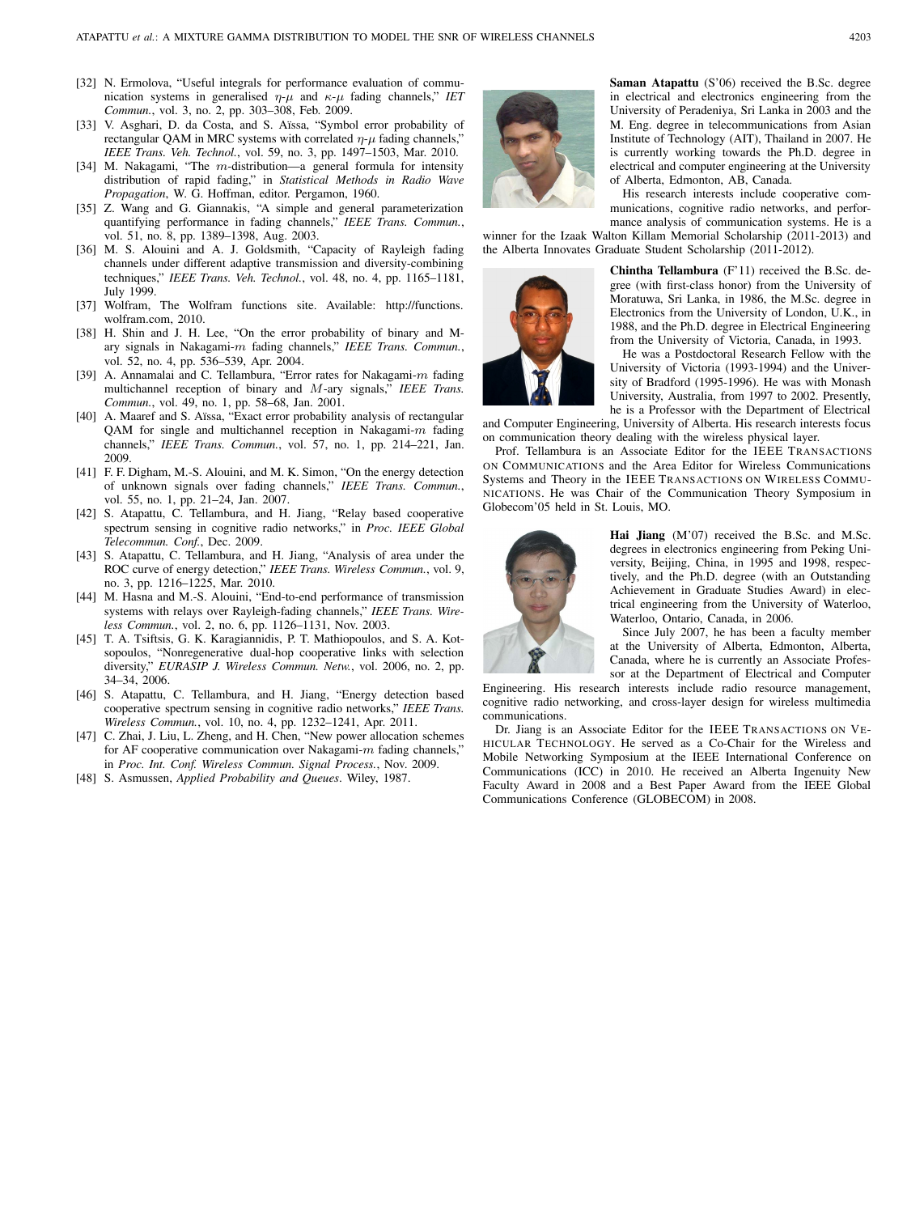[32] N. Ermolova, "Useful integrals for performance evaluation of communication systems in generalised $\eta$-$\mu$ and $\kappa$-$\mu$ fading channels," *IET Commun.*, vol. 3, no. 2, pp. 303–308, Feb. 2009.

[33] V. Asghari, D. da Costa, and S. Aïssa, "Symbol error probability of rectangular QAM in MRC systems with correlated $\eta$-$\mu$ fading channels," *IEEE Trans. Veh. Technol.*, vol. 59, no. 3, pp. 1497–1503, Mar. 2010.

[34] M. Nakagami, "The $m$-distribution—a general formula for intensity distribution of rapid fading," in *Statistical Methods in Radio Wave Propagation*, W. G. Hoffman, editor. Pergamon, 1960.

[35] Z. Wang and G. Giannakis, "A simple and general parameterization quantifying performance in fading channels," *IEEE Trans. Commun.*, vol. 51, no. 8, pp. 1389–1398, Aug. 2003.

[36] M. S. Alouini and A. J. Goldsmith, "Capacity of Rayleigh fading channels under different adaptive transmission and diversity-combining techniques," *IEEE Trans. Veh. Technol.*, vol. 48, no. 4, pp. 1165–1181, July 1999.

[37] Wolfram, The Wolfram functions site. Available: http://functions.wolfram.com, 2010.

[38] H. Shin and J. H. Lee, "On the error probability of binary and M-ary signals in Nakagami-$m$ fading channels," *IEEE Trans. Commun.*, vol. 52, no. 4, pp. 536–539, Apr. 2004.

[39] A. Annamalai and C. Tellambura, "Error rates for Nakagami-$m$ fading multichannel reception of binary and $M$-ary signals," *IEEE Trans. Commun.*, vol. 49, no. 1, pp. 58–68, Jan. 2001.

[40] A. Maaref and S. Aïssa, "Exact error probability analysis of rectangular QAM for single and multichannel reception in Nakagami-$m$ fading channels," *IEEE Trans. Commun.*, vol. 57, no. 1, pp. 214–221, Jan. 2009.

[41] F. F. Digham, M.-S. Alouini, and M. K. Simon, "On the energy detection of unknown signals over fading channels," *IEEE Trans. Commun.*, vol. 55, no. 1, pp. 21–24, Jan. 2007.

[42] S. Atapattu, C. Tellambura, and H. Jiang, "Relay based cooperative spectrum sensing in cognitive radio networks," in *Proc. IEEE Global Telecommun. Conf.*, Dec. 2009.

[43] S. Atapattu, C. Tellambura, and H. Jiang, "Analysis of area under the ROC curve of energy detection," *IEEE Trans. Wireless Commun.*, vol. 9, no. 3, pp. 1216–1225, Mar. 2010.

[44] M. Hasna and M.-S. Alouini, "End-to-end performance of transmission systems with relays over Rayleigh-fading channels," *IEEE Trans. Wireless Commun.*, vol. 2, no. 6, pp. 1126–1131, Nov. 2003.

[45] T. A. Tsiftsis, G. K. Karagiannidis, P. T. Mathiopoulos, and S. A. Kotsopoulos, "Nonregenerative dual-hop cooperative links with selection diversity," *EURASIP J. Wireless Commun. Netw.*, vol. 2006, no. 2, pp. 34–34, 2006.

[46] S. Atapattu, C. Tellambura, and H. Jiang, "Energy detection based cooperative spectrum sensing in cognitive radio networks," *IEEE Trans. Wireless Commun.*, vol. 10, no. 4, pp. 1232–1241, Apr. 2011.

[47] C. Zhai, J. Liu, L. Zheng, and H. Chen, "New power allocation schemes for AF cooperative communication over Nakagami-$m$ fading channels," in *Proc. Int. Conf. Wireless Commun. Signal Process.*, Nov. 2009.

[48] S. Asmussen, *Applied Probability and Queues*. Wiley, 1987.

**Saman Atapattu** (S'06) received the B.Sc. degree in electrical and electronics engineering from the University of Peradeniya, Sri Lanka in 2003 and the M. Eng. degree in telecommunications from Asian Institute of Technology (AIT), Thailand in 2007. He is currently working towards the Ph.D. degree in electrical and computer engineering at the University of Alberta, Edmonton, AB, Canada.

His research interests include cooperative communications, cognitive radio networks, and performance analysis of communication systems. He is a winner for the Izaak Walton Killam Memorial Scholarship (2011-2013) and the Alberta Innovates Graduate Student Scholarship (2011-2012).

**Chintha Tellambura** (F'11) received the B.Sc. degree (with first-class honor) from the University of Moratuwa, Sri Lanka, in 1986, the M.Sc. degree in Electronics from the University of London, U.K., in 1988, and the Ph.D. degree in Electrical Engineering from the University of Victoria, Canada, in 1993.

He was a Postdoctoral Research Fellow with the University of Victoria (1993-1994) and the University of Bradford (1995-1996). He was with Monash University, Australia, from 1997 to 2002. Presently, he is a Professor with the Department of Electrical and Computer Engineering, University of Alberta. His research interests focus on communication theory dealing with the wireless physical layer.

Prof. Tellambura is an Associate Editor for the IEEE TRANSACTIONS ON COMMUNICATIONS and the Area Editor for Wireless Communications Systems and Theory in the IEEE TRANSACTIONS ON WIRELESS COMMUNICATIONS. He was Chair of the Communication Theory Symposium in Globecom'05 held in St. Louis, MO.

**Hai Jiang** (M'07) received the B.Sc. and M.Sc. degrees in electronics engineering from Peking University, Beijing, China, in 1995 and 1998, respectively, and the Ph.D. degree (with an Outstanding Achievement in Graduate Studies Award) in electrical engineering from the University of Waterloo, Waterloo, Ontario, Canada, in 2006.

Since July 2007, he has been a faculty member at the University of Alberta, Edmonton, Alberta, Canada, where he is currently an Associate Professor at the Department of Electrical and Computer Engineering. His research interests include radio resource management, cognitive radio networking, and cross-layer design for wireless multimedia communications.

Dr. Jiang is an Associate Editor for the IEEE TRANSACTIONS ON VEHICULAR TECHNOLOGY. He served as a Co-Chair for the Wireless and Mobile Networking Symposium at the IEEE International Conference on Communications (ICC) in 2010. He received an Alberta Ingenuity New Faculty Award in 2008 and a Best Paper Award from the IEEE Global Communications Conference (GLOBECOM) in 2008.